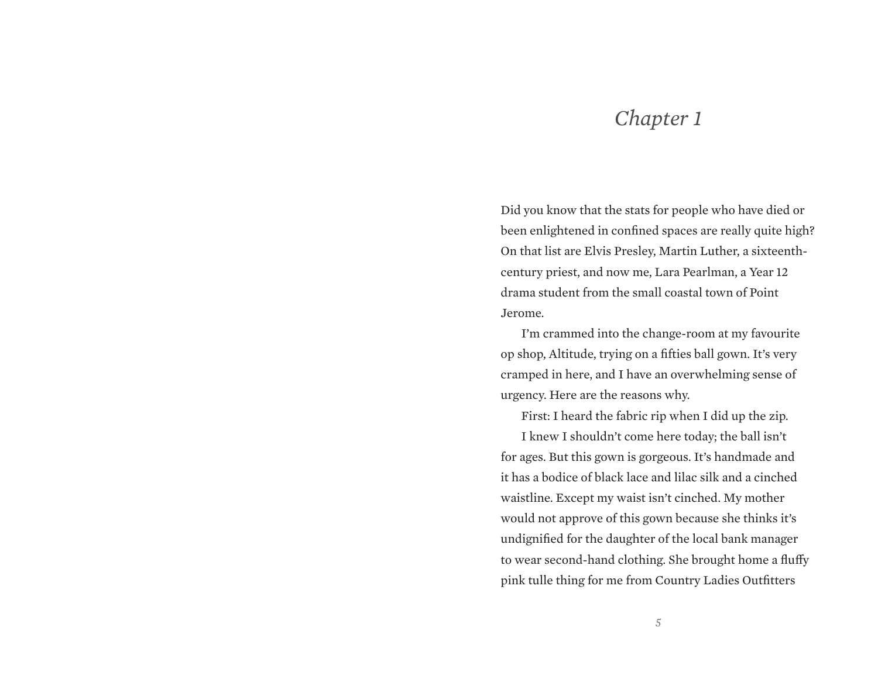# *Chapter 1*

Did you know that the stats for people who have died or been enlightened in confined spaces are really quite high? On that list are Elvis Presley, Martin Luther, a sixteenth-century priest, and now me, Lara Pearlman, a Year 12 drama student from the small coastal town of Point Jerome.

I'm crammed into the change-room at my favourite op shop, Altitude, trying on a fifties ball gown. It's very cramped in here, and I have an overwhelming sense of urgency. Here are the reasons why.

First: I heard the fabric rip when I did up the zip.

I knew I shouldn't come here today; the ball isn't for ages. But this gown is gorgeous. It's handmade and it has a bodice of black lace and lilac silk and a cinched waistline. Except my waist isn't cinched. My mother would not approve of this gown because she thinks it's undignified for the daughter of the local bank manager to wear second-hand clothing. She brought home a fluffy pink tulle thing for me from Country Ladies Outfitters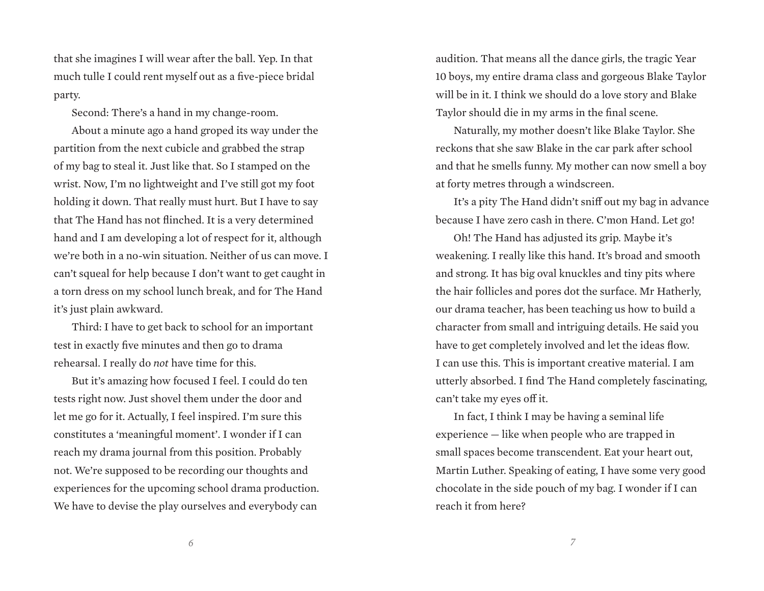that she imagines I will wear after the ball. Yep. In that much tulle I could rent myself out as a five-piece bridal party.

Second: There's a hand in my change-room.

About a minute ago a hand groped its way under the partition from the next cubicle and grabbed the strap of my bag to steal it. Just like that. So I stamped on the wrist. Now, I'm no lightweight and I've still got my foot holding it down. That really must hurt. But I have to say that The Hand has not flinched. It is a very determined hand and I am developing a lot of respect for it, although we're both in a no-win situation. Neither of us can move. I can't squeal for help because I don't want to get caught in a torn dress on my school lunch break, and for The Hand it's just plain awkward.

Third: I have to get back to school for an important test in exactly five minutes and then go to drama rehearsal. I really do *not* have time for this.

But it's amazing how focused I feel. I could do ten tests right now. Just shovel them under the door and let me go for it. Actually, I feel inspired. I'm sure this constitutes a 'meaningful moment'. I wonder if I can reach my drama journal from this position. Probably not. We're supposed to be recording our thoughts and experiences for the upcoming school drama production. We have to devise the play ourselves and everybody can audition. That means all the dance girls, the tragic Year 10 boys, my entire drama class and gorgeous Blake Taylor will be in it. I think we should do a love story and Blake Taylor should die in my arms in the final scene.

Naturally, my mother doesn't like Blake Taylor. She reckons that she saw Blake in the car park after school and that he smells funny. My mother can now smell a boy at forty metres through a windscreen.

It's a pity The Hand didn't sniff out my bag in advance because I have zero cash in there. C'mon Hand. Let go!

Oh! The Hand has adjusted its grip. Maybe it's weakening. I really like this hand. It's broad and smooth and strong. It has big oval knuckles and tiny pits where the hair follicles and pores dot the surface. Mr Hatherly, our drama teacher, has been teaching us how to build a character from small and intriguing details. He said you have to get completely involved and let the ideas flow. I can use this. This is important creative material. I am utterly absorbed. I find The Hand completely fascinating, can't take my eyes off it.

In fact, I think I may be having a seminal life experience — like when people who are trapped in small spaces become transcendent. Eat your heart out, Martin Luther. Speaking of eating, I have some very good chocolate in the side pouch of my bag. I wonder if I can reach it from here?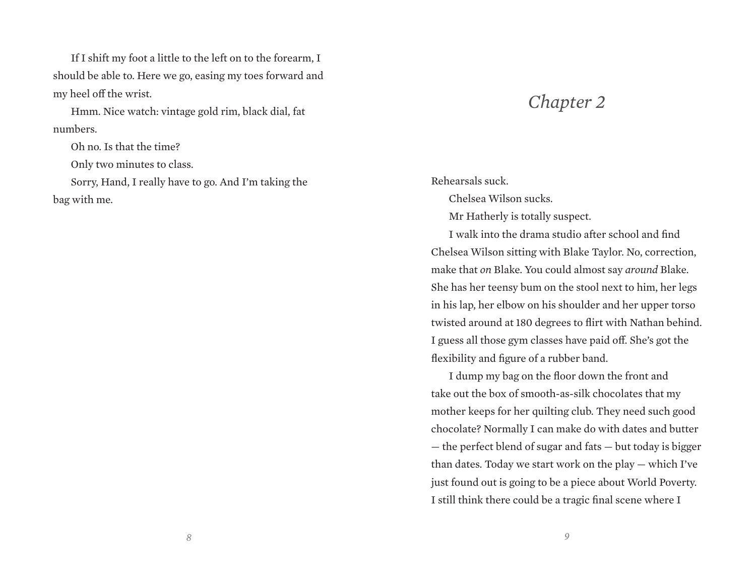If I shift my foot a little to the left on to the forearm, I should be able to. Here we go, easing my toes forward and my heel off the wrist.

Hmm. Nice watch: vintage gold rim, black dial, fat numbers.

Oh no. Is that the time?

Only two minutes to class.

Sorry, Hand, I really have to go. And I'm taking the bag with me.

# *Chapter 2*

Rehearsals suck.

Chelsea Wilson sucks.

Mr Hatherly is totally suspect.

I walk into the drama studio after school and find Chelsea Wilson sitting with Blake Taylor. No, correction, make that *on* Blake. You could almost say *around* Blake. She has her teensy bum on the stool next to him, her legs in his lap, her elbow on his shoulder and her upper torso twisted around at 180 degrees to flirt with Nathan behind. I guess all those gym classes have paid off. She's got the flexibility and figure of a rubber band.

I dump my bag on the floor down the front and take out the box of smooth-as-silk chocolates that my mother keeps for her quilting club. They need such good chocolate? Normally I can make do with dates and butter — the perfect blend of sugar and fats — but today is bigger than dates. Today we start work on the play — which I've just found out is going to be a piece about World Poverty. I still think there could be a tragic final scene where I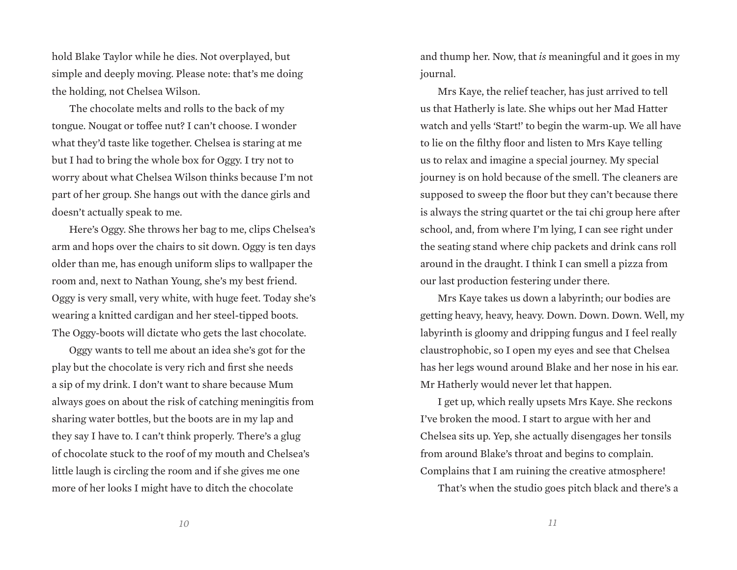hold Blake Taylor while he dies. Not overplayed, but simple and deeply moving. Please note: that's me doing the holding, not Chelsea Wilson.

The chocolate melts and rolls to the back of my tongue. Nougat or toffee nut? I can't choose. I wonder what they'd taste like together. Chelsea is staring at me but I had to bring the whole box for Oggy. I try not to worry about what Chelsea Wilson thinks because I'm not part of her group. She hangs out with the dance girls and doesn't actually speak to me.

Here's Oggy. She throws her bag to me, clips Chelsea's arm and hops over the chairs to sit down. Oggy is ten days older than me, has enough uniform slips to wallpaper the room and, next to Nathan Young, she's my best friend. Oggy is very small, very white, with huge feet. Today she's wearing a knitted cardigan and her steel-tipped boots. The Oggy-boots will dictate who gets the last chocolate.

Oggy wants to tell me about an idea she's got for the play but the chocolate is very rich and first she needs a sip of my drink. I don't want to share because Mum always goes on about the risk of catching meningitis from sharing water bottles, but the boots are in my lap and they say I have to. I can't think properly. There's a glug of chocolate stuck to the roof of my mouth and Chelsea's little laugh is circling the room and if she gives me one more of her looks I might have to ditch the chocolate and thump her. Now, that *is* meaningful and it goes in my journal.

Mrs Kaye, the relief teacher, has just arrived to tell us that Hatherly is late. She whips out her Mad Hatter watch and yells 'Start!' to begin the warm-up. We all have to lie on the filthy floor and listen to Mrs Kaye telling us to relax and imagine a special journey. My special journey is on hold because of the smell. The cleaners are supposed to sweep the floor but they can't because there is always the string quartet or the tai chi group here after school, and, from where I'm lying, I can see right under the seating stand where chip packets and drink cans roll around in the draught. I think I can smell a pizza from our last production festering under there.

Mrs Kaye takes us down a labyrinth; our bodies are getting heavy, heavy, heavy. Down. Down. Down. Well, my labyrinth is gloomy and dripping fungus and I feel really claustrophobic, so I open my eyes and see that Chelsea has her legs wound around Blake and her nose in his ear. Mr Hatherly would never let that happen.

I get up, which really upsets Mrs Kaye. She reckons I've broken the mood. I start to argue with her and Chelsea sits up. Yep, she actually disengages her tonsils from around Blake's throat and begins to complain. Complains that I am ruining the creative atmosphere!

That's when the studio goes pitch black and there's a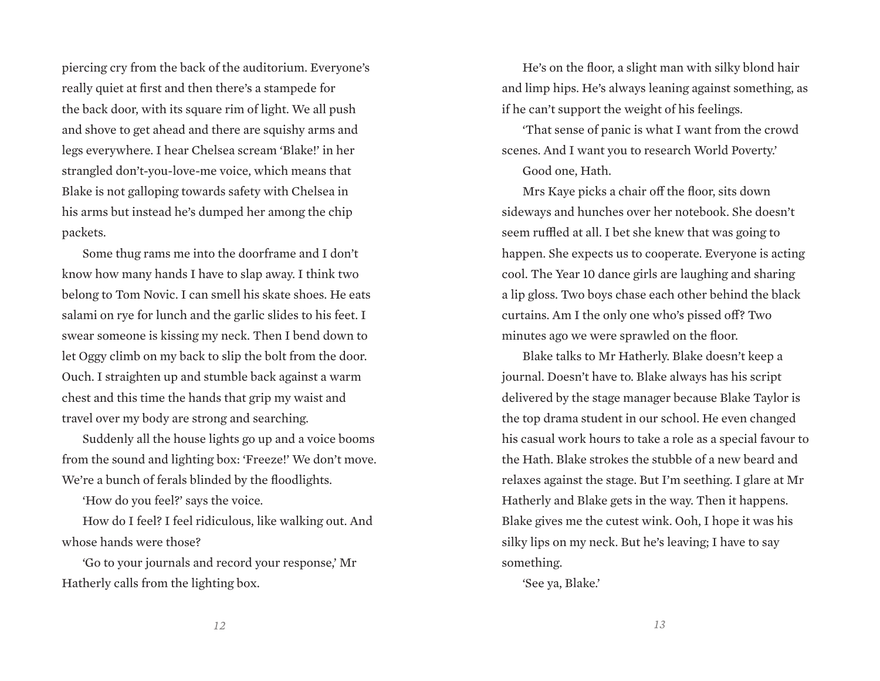piercing cry from the back of the auditorium. Everyone's really quiet at first and then there's a stampede for the back door, with its square rim of light. We all push and shove to get ahead and there are squishy arms and legs everywhere. I hear Chelsea scream 'Blake!' in her strangled don't-you-love-me voice, which means that Blake is not galloping towards safety with Chelsea in his arms but instead he's dumped her among the chip packets.

Some thug rams me into the doorframe and I don't know how many hands I have to slap away. I think two belong to Tom Novic. I can smell his skate shoes. He eats salami on rye for lunch and the garlic slides to his feet. I swear someone is kissing my neck. Then I bend down to let Oggy climb on my back to slip the bolt from the door. Ouch. I straighten up and stumble back against a warm chest and this time the hands that grip my waist and travel over my body are strong and searching.

Suddenly all the house lights go up and a voice booms from the sound and lighting box: 'Freeze!' We don't move. We're a bunch of ferals blinded by the floodlights.

'How do you feel?' says the voice.

How do I feel? I feel ridiculous, like walking out. And whose hands were those?

'Go to your journals and record your response,' Mr Hatherly calls from the lighting box.

He's on the floor, a slight man with silky blond hair and limp hips. He's always leaning against something, as if he can't support the weight of his feelings.

'That sense of panic is what I want from the crowd scenes. And I want you to research World Poverty.'

Good one, Hath.

Mrs Kaye picks a chair off the floor, sits down sideways and hunches over her notebook. She doesn't seem ruffled at all. I bet she knew that was going to happen. She expects us to cooperate. Everyone is acting cool. The Year 10 dance girls are laughing and sharing a lip gloss. Two boys chase each other behind the black curtains. Am I the only one who's pissed off? Two minutes ago we were sprawled on the floor.

Blake talks to Mr Hatherly. Blake doesn't keep a journal. Doesn't have to. Blake always has his script delivered by the stage manager because Blake Taylor is the top drama student in our school. He even changed his casual work hours to take a role as a special favour to the Hath. Blake strokes the stubble of a new beard and relaxes against the stage. But I'm seething. I glare at Mr Hatherly and Blake gets in the way. Then it happens. Blake gives me the cutest wink. Ooh, I hope it was his silky lips on my neck. But he's leaving; I have to say something.

'See ya, Blake.'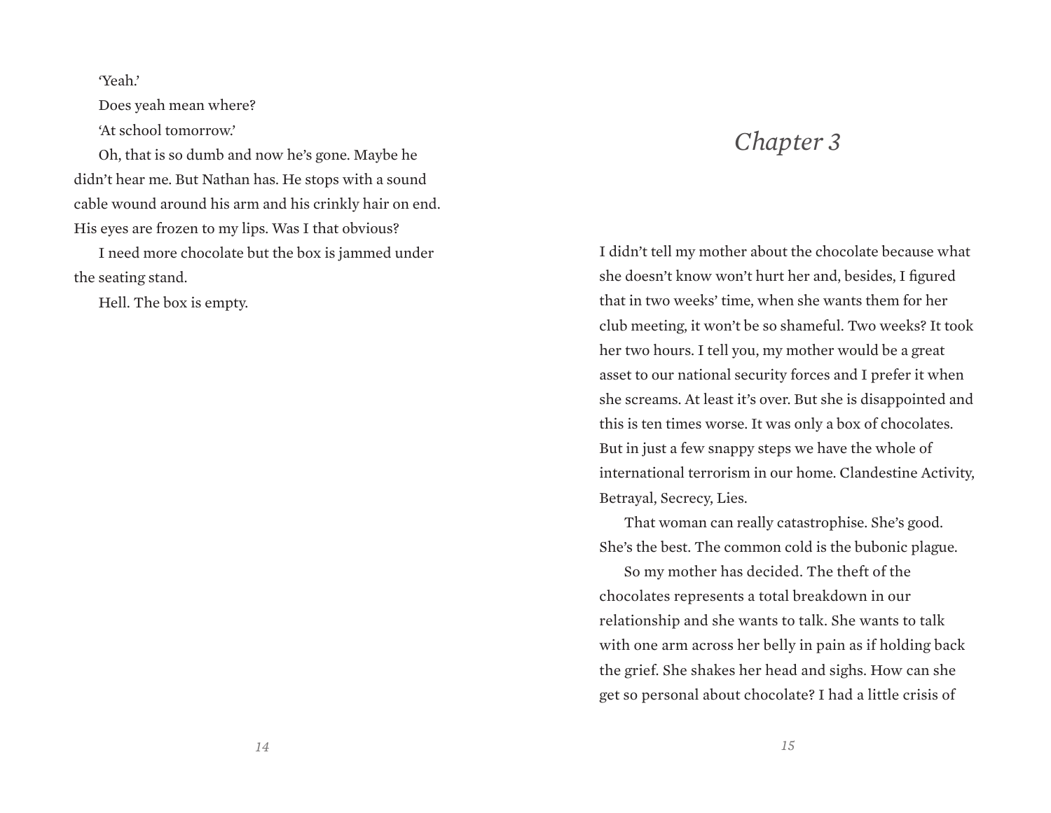'Yeah.'

Does yeah mean where?

'At school tomorrow.'

Oh, that is so dumb and now he's gone. Maybe he didn't hear me. But Nathan has. He stops with a sound cable wound around his arm and his crinkly hair on end. His eyes are frozen to my lips. Was I that obvious?

I need more chocolate but the box is jammed under the seating stand.

Hell. The box is empty.

# *Chapter 3*

I didn't tell my mother about the chocolate because what she doesn't know won't hurt her and, besides, I figured that in two weeks' time, when she wants them for her club meeting, it won't be so shameful. Two weeks? It took her two hours. I tell you, my mother would be a great asset to our national security forces and I prefer it when she screams. At least it's over. But she is disappointed and this is ten times worse. It was only a box of chocolates. But in just a few snappy steps we have the whole of international terrorism in our home. Clandestine Activity, Betrayal, Secrecy, Lies.

That woman can really catastrophise. She's good. She's the best. The common cold is the bubonic plague.

So my mother has decided. The theft of the chocolates represents a total breakdown in our relationship and she wants to talk. She wants to talk with one arm across her belly in pain as if holding back the grief. She shakes her head and sighs. How can she get so personal about chocolate? I had a little crisis of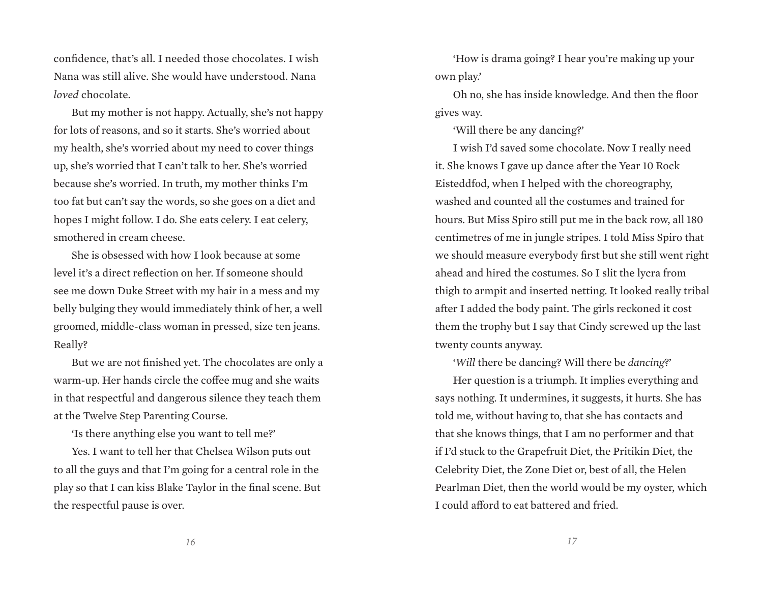confidence, that's all. I needed those chocolates. I wish Nana was still alive. She would have understood. Nana *loved* chocolate.

But my mother is not happy. Actually, she's not happy for lots of reasons, and so it starts. She's worried about my health, she's worried about my need to cover things up, she's worried that I can't talk to her. She's worried because she's worried. In truth, my mother thinks I'm too fat but can't say the words, so she goes on a diet and hopes I might follow. I do. She eats celery. I eat celery, smothered in cream cheese.

She is obsessed with how I look because at some level it's a direct reflection on her. If someone should see me down Duke Street with my hair in a mess and my belly bulging they would immediately think of her, a well groomed, middle-class woman in pressed, size ten jeans. Really?

But we are not finished yet. The chocolates are only a warm-up. Her hands circle the coffee mug and she waits in that respectful and dangerous silence they teach them at the Twelve Step Parenting Course.

'Is there anything else you want to tell me?'

Yes. I want to tell her that Chelsea Wilson puts out to all the guys and that I'm going for a central role in the play so that I can kiss Blake Taylor in the final scene. But the respectful pause is over.

'How is drama going? I hear you're making up your own play.'

Oh no, she has inside knowledge. And then the floor gives way.

'Will there be any dancing?'

I wish I'd saved some chocolate. Now I really need it. She knows I gave up dance after the Year 10 Rock Eisteddfod, when I helped with the choreography, washed and counted all the costumes and trained for hours. But Miss Spiro still put me in the back row, all 180 centimetres of me in jungle stripes. I told Miss Spiro that we should measure everybody first but she still went right ahead and hired the costumes. So I slit the lycra from thigh to armpit and inserted netting. It looked really tribal after I added the body paint. The girls reckoned it cost them the trophy but I say that Cindy screwed up the last twenty counts anyway.

'*Will* there be dancing? Will there be *dancing*?'

Her question is a triumph. It implies everything and says nothing. It undermines, it suggests, it hurts. She has told me, without having to, that she has contacts and that she knows things, that I am no performer and that if I'd stuck to the Grapefruit Diet, the Pritikin Diet, the Celebrity Diet, the Zone Diet or, best of all, the Helen Pearlman Diet, then the world would be my oyster, which I could afford to eat battered and fried.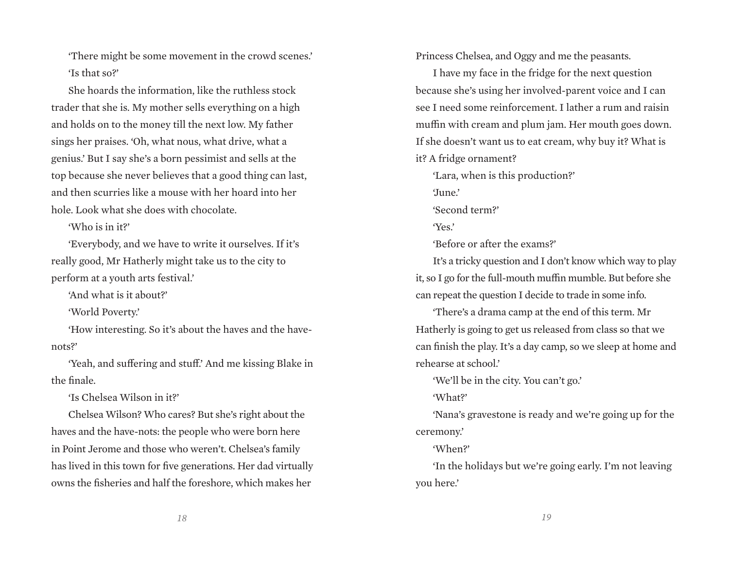'There might be some movement in the crowd scenes.'

'Is that so?'

She hoards the information, like the ruthless stock trader that she is. My mother sells everything on a high and holds on to the money till the next low. My father sings her praises. 'Oh, what nous, what drive, what a genius.' But I say she's a born pessimist and sells at the top because she never believes that a good thing can last, and then scurries like a mouse with her hoard into her hole. Look what she does with chocolate.

'Who is in it?'

'Everybody, and we have to write it ourselves. If it's really good, Mr Hatherly might take us to the city to perform at a youth arts festival.'

'And what is it about?'

'World Poverty.'

'How interesting. So it's about the haves and the have-nots?'

'Yeah, and suffering and stuff.' And me kissing Blake in the finale.

'Is Chelsea Wilson in it?'

Chelsea Wilson? Who cares? But she's right about the haves and the have-nots: the people who were born here in Point Jerome and those who weren't. Chelsea's family has lived in this town for five generations. Her dad virtually owns the fisheries and half the foreshore, which makes her Princess Chelsea, and Oggy and me the peasants.

I have my face in the fridge for the next question because she's using her involved-parent voice and I can see I need some reinforcement. I lather a rum and raisin muffin with cream and plum jam. Her mouth goes down. If she doesn't want us to eat cream, why buy it? What is it? A fridge ornament?

'Lara, when is this production?'

'June.'

'Second term?'

'Yes.'

'Before or after the exams?'

It's a tricky question and I don't know which way to play it, so I go for the full-mouth muffin mumble. But before she can repeat the question I decide to trade in some info.

'There's a drama camp at the end of this term. Mr Hatherly is going to get us released from class so that we can finish the play. It's a day camp, so we sleep at home and rehearse at school.'

'We'll be in the city. You can't go.'

'What?'

'Nana's gravestone is ready and we're going up for the ceremony.'

'When?'

'In the holidays but we're going early. I'm not leaving you here.'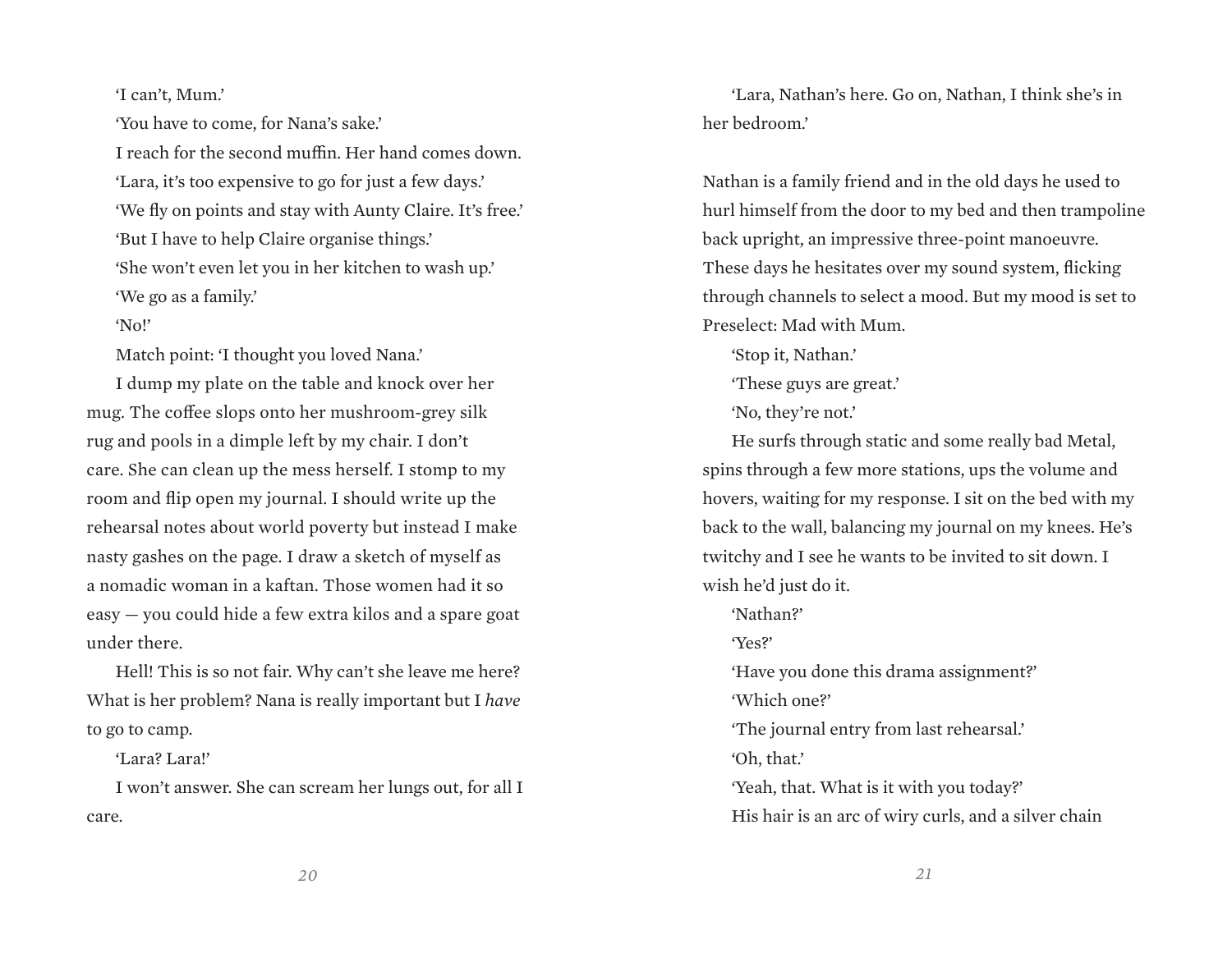'I can't, Mum.'

'You have to come, for Nana's sake.'

I reach for the second muffin. Her hand comes down.

'Lara, it's too expensive to go for just a few days.'

'We fly on points and stay with Aunty Claire. It's free.'

'But I have to help Claire organise things.'

'She won't even let you in her kitchen to wash up.'

'We go as a family.'

'No!'

Match point: 'I thought you loved Nana.'

I dump my plate on the table and knock over her mug. The coffee slops onto her mushroom-grey silk rug and pools in a dimple left by my chair. I don't care. She can clean up the mess herself. I stomp to my room and flip open my journal. I should write up the rehearsal notes about world poverty but instead I make nasty gashes on the page. I draw a sketch of myself as a nomadic woman in a kaftan. Those women had it so easy — you could hide a few extra kilos and a spare goat under there.

Hell! This is so not fair. Why can't she leave me here? What is her problem? Nana is really important but I *have* to go to camp.

'Lara? Lara!'

I won't answer. She can scream her lungs out, for all I care.

'Lara, Nathan's here. Go on, Nathan, I think she's in her bedroom.'

Nathan is a family friend and in the old days he used to hurl himself from the door to my bed and then trampoline back upright, an impressive three-point manoeuvre. These days he hesitates over my sound system, flicking through channels to select a mood. But my mood is set to Preselect: Mad with Mum.

'Stop it, Nathan.'

'These guys are great.'

'No, they're not.'

He surfs through static and some really bad Metal, spins through a few more stations, ups the volume and hovers, waiting for my response. I sit on the bed with my back to the wall, balancing my journal on my knees. He's twitchy and I see he wants to be invited to sit down. I wish he'd just do it.

'Nathan?'

'Yes?'

'Have you done this drama assignment?'

'Which one?'

'The journal entry from last rehearsal.'

'Oh, that.'

'Yeah, that. What is it with you today?'

His hair is an arc of wiry curls, and a silver chain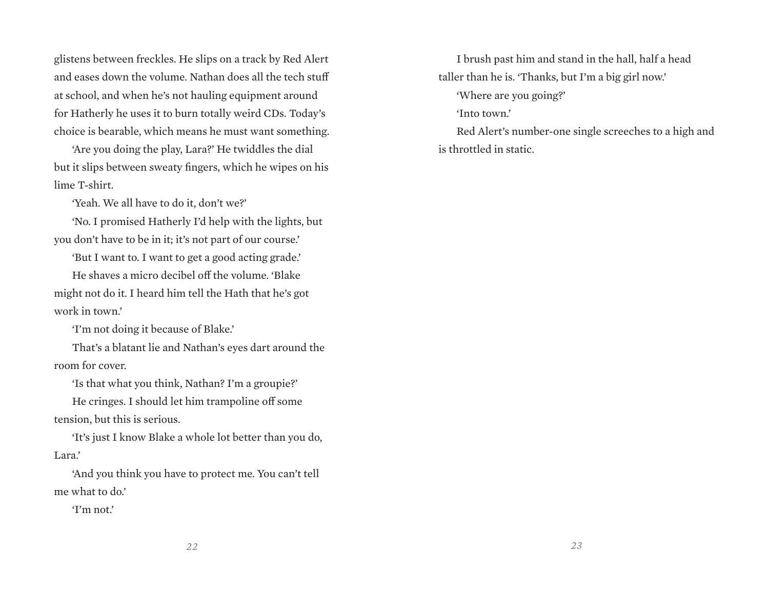glistens between freckles. He slips on a track by Red Alert and eases down the volume. Nathan does all the tech stuff at school, and when he's not hauling equipment around for Hatherly he uses it to burn totally weird CDs. Today's choice is bearable, which means he must want something.

'Are you doing the play, Lara?' He twiddles the dial but it slips between sweaty fingers, which he wipes on his lime T-shirt.

'Yeah. We all have to do it, don't we?'

'No. I promised Hatherly I'd help with the lights, but you don't have to be in it; it's not part of our course.'

'But I want to. I want to get a good acting grade.'

He shaves a micro decibel off the volume. 'Blake might not do it. I heard him tell the Hath that he's got work in town.'

'I'm not doing it because of Blake.'

That's a blatant lie and Nathan's eyes dart around the room for cover.

'Is that what you think, Nathan? I'm a groupie?'

He cringes. I should let him trampoline off some tension, but this is serious.

'It's just I know Blake a whole lot better than you do, Lara.'

'And you think you have to protect me. You can't tell me what to do.'

'I'm not.'

I brush past him and stand in the hall, half a head taller than he is. 'Thanks, but I'm a big girl now.'

'Where are you going?'

'Into town.'

Red Alert's number-one single screeches to a high and is throttled in static.